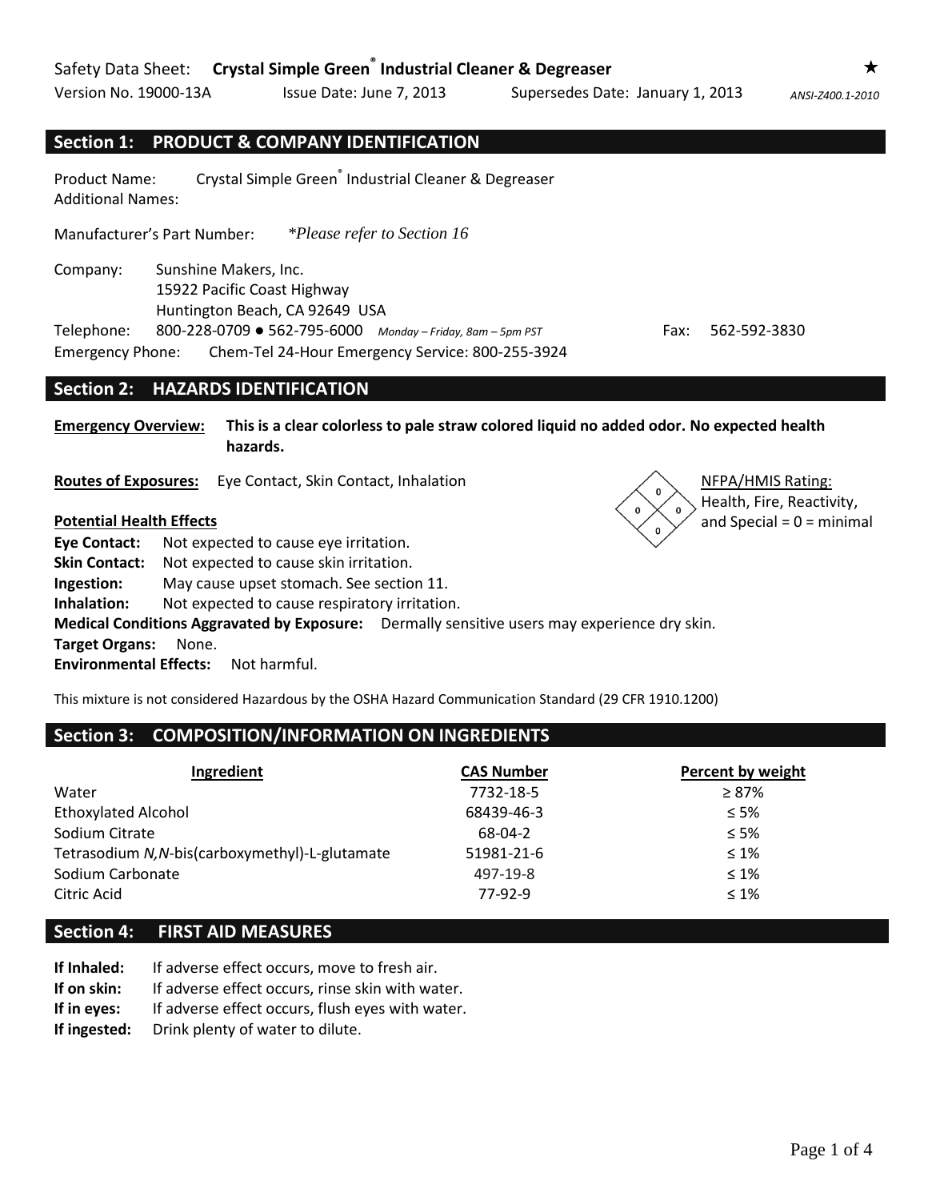Safety Data Sheet: **Crystal Simple Green® Industrial Cleaner & Degreaser** ★

Version No. 19000-13A | Issue Date: June 7, 2013 | Supersedes Date: January 1, 2013 | *ANSI-Z400.1-2010*

## Section 1: PRODUCT & COMPANY IDENTIFICATION

Product Name: Crystal Simple Green® Industrial Cleaner & Degreaser

Additional Names:

Manufacturer's Part Number: *\*Please refer to Section 16*

Company: Sunshine Makers, Inc.
15922 Pacific Coast Highway
Huntington Beach, CA 92649 USA

Telephone: 800-228-0709 ● 562-795-6000 *Monday – Friday, 8am – 5pm PST* Fax: 562-592-3830

Emergency Phone: Chem-Tel 24-Hour Emergency Service: 800-255-3924

## Section 2: HAZARDS IDENTIFICATION

**Emergency Overview:** **This is a clear colorless to pale straw colored liquid no added odor. No expected health hazards.**

**Routes of Exposures:** Eye Contact, Skin Contact, Inhalation

NFPA/HMIS Rating: Health, Fire, Reactivity, and Special = 0 = minimal

**Potential Health Effects**

**Eye Contact:** Not expected to cause eye irritation.
**Skin Contact:** Not expected to cause skin irritation.
**Ingestion:** May cause upset stomach. See section 11.
**Inhalation:** Not expected to cause respiratory irritation.
**Medical Conditions Aggravated by Exposure:** Dermally sensitive users may experience dry skin.
**Target Organs:** None.
**Environmental Effects:** Not harmful.

This mixture is not considered Hazardous by the OSHA Hazard Communication Standard (29 CFR 1910.1200)

## Section 3: COMPOSITION/INFORMATION ON INGREDIENTS

| Ingredient | CAS Number | Percent by weight |
|---|---|---|
| Water | 7732-18-5 | ≥ 87% |
| Ethoxylated Alcohol | 68439-46-3 | ≤ 5% |
| Sodium Citrate | 68-04-2 | ≤ 5% |
| Tetrasodium *N,N*-bis(carboxymethyl)-L-glutamate | 51981-21-6 | ≤ 1% |
| Sodium Carbonate | 497-19-8 | ≤ 1% |
| Citric Acid | 77-92-9 | ≤ 1% |

## Section 4: FIRST AID MEASURES

**If Inhaled:** If adverse effect occurs, move to fresh air.
**If on skin:** If adverse effect occurs, rinse skin with water.
**If in eyes:** If adverse effect occurs, flush eyes with water.
**If ingested:** Drink plenty of water to dilute.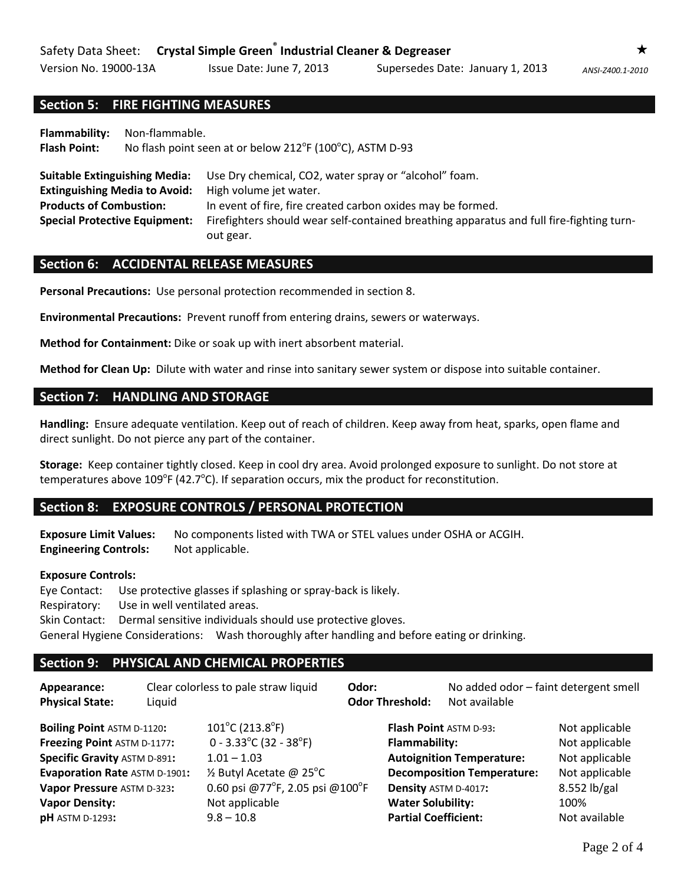## Section 5: FIRE FIGHTING MEASURES

**Flammability:** Non-flammable.
**Flash Point:** No flash point seen at or below 212°F (100°C), ASTM D-93

**Suitable Extinguishing Media:** Use Dry chemical, CO2, water spray or "alcohol" foam.
**Extinguishing Media to Avoid:** High volume jet water.
**Products of Combustion:** In event of fire, fire created carbon oxides may be formed.
**Special Protective Equipment:** Firefighters should wear self-contained breathing apparatus and full fire-fighting turn-out gear.

## Section 6: ACCIDENTAL RELEASE MEASURES

**Personal Precautions:** Use personal protection recommended in section 8.

**Environmental Precautions:** Prevent runoff from entering drains, sewers or waterways.

**Method for Containment:** Dike or soak up with inert absorbent material.

**Method for Clean Up:** Dilute with water and rinse into sanitary sewer system or dispose into suitable container.

## Section 7: HANDLING AND STORAGE

**Handling:** Ensure adequate ventilation. Keep out of reach of children. Keep away from heat, sparks, open flame and direct sunlight. Do not pierce any part of the container.

**Storage:** Keep container tightly closed. Keep in cool dry area. Avoid prolonged exposure to sunlight. Do not store at temperatures above 109°F (42.7°C). If separation occurs, mix the product for reconstitution.

## Section 8: EXPOSURE CONTROLS / PERSONAL PROTECTION

**Exposure Limit Values:** No components listed with TWA or STEL values under OSHA or ACGIH.
**Engineering Controls:** Not applicable.

**Exposure Controls:**
Eye Contact: Use protective glasses if splashing or spray-back is likely.
Respiratory: Use in well ventilated areas.
Skin Contact: Dermal sensitive individuals should use protective gloves.
General Hygiene Considerations: Wash thoroughly after handling and before eating or drinking.

## Section 9: PHYSICAL AND CHEMICAL PROPERTIES

| | | | |
|---|---|---|---|
| **Appearance:** | Clear colorless to pale straw liquid | **Odor:** | No added odor – faint detergent smell |
| **Physical State:** | Liquid | **Odor Threshold:** | Not available |
| **Boiling Point** ASTM D-1120**:** | 101°C (213.8°F) | **Flash Point** ASTM D-93**:** | Not applicable |
| **Freezing Point** ASTM D-1177**:** | 0 - 3.33°C (32 - 38°F) | **Flammability:** | Not applicable |
| **Specific Gravity** ASTM D-891**:** | 1.01 – 1.03 | **Autoignition Temperature:** | Not applicable |
| **Evaporation Rate** ASTM D-1901**:** | ½ Butyl Acetate @ 25°C | **Decomposition Temperature:** | Not applicable |
| **Vapor Pressure** ASTM D-323**:** | 0.60 psi @77°F, 2.05 psi @100°F | **Density** ASTM D-4017**:** | 8.552 lb/gal |
| **Vapor Density:** | Not applicable | **Water Solubility:** | 100% |
| **pH** ASTM D-1293**:** | 9.8 – 10.8 | **Partial Coefficient:** | Not available |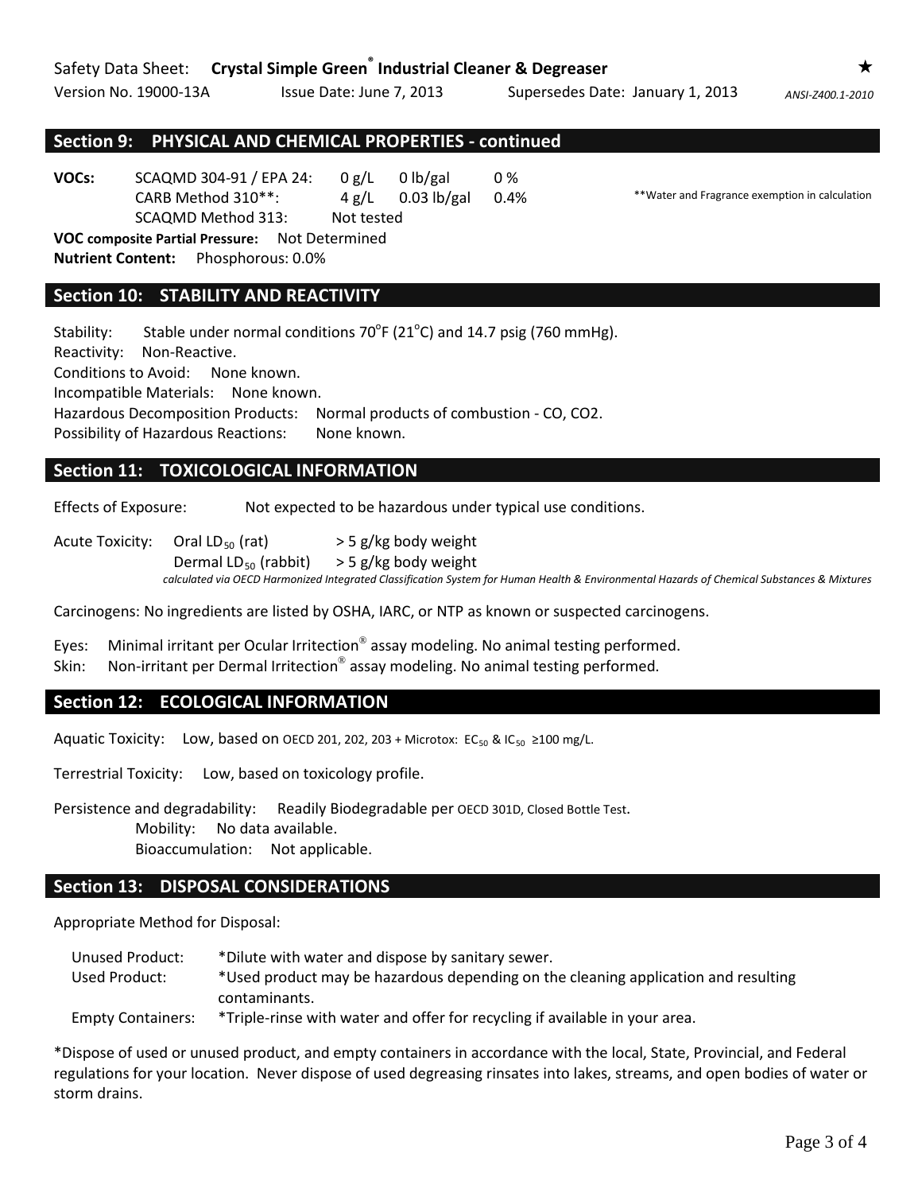## Section 9: PHYSICAL AND CHEMICAL PROPERTIES - continued

| **VOCs:** | | | | |
|---|---|---|---|---|
| | SCAQMD 304-91 / EPA 24: | 0 g/L | 0 lb/gal | 0 % |
| | CARB Method 310**: | 4 g/L | 0.03 lb/gal | 0.4% |
| | SCAQMD Method 313: | Not tested | | |

**Water and Fragrance exemption in calculation

**VOC composite Partial Pressure:** Not Determined

**Nutrient Content:** Phosphorous: 0.0%

## Section 10: STABILITY AND REACTIVITY

Stability: Stable under normal conditions 70°F (21°C) and 14.7 psig (760 mmHg).

Reactivity: Non-Reactive.

Conditions to Avoid: None known.

Incompatible Materials: None known.

Hazardous Decomposition Products: Normal products of combustion - CO, $CO_2$.

Possibility of Hazardous Reactions: None known.

## Section 11: TOXICOLOGICAL INFORMATION

Effects of Exposure: Not expected to be hazardous under typical use conditions.

Acute Toxicity: Oral $LD_{50}$ (rat) > 5 g/kg body weight

Dermal $LD_{50}$ (rabbit) > 5 g/kg body weight

*calculated via OECD Harmonized Integrated Classification System for Human Health & Environmental Hazards of Chemical Substances & Mixtures*

Carcinogens: No ingredients are listed by OSHA, IARC, or NTP as known or suspected carcinogens.

Eyes: Minimal irritant per Ocular Irritection® assay modeling. No animal testing performed.

Skin: Non-irritant per Dermal Irritection® assay modeling. No animal testing performed.

## Section 12: ECOLOGICAL INFORMATION

Aquatic Toxicity: Low, based on OECD 201, 202, 203 + Microtox: $EC_{50}$ & $IC_{50}$ ≥100 mg/L.

Terrestrial Toxicity: Low, based on toxicology profile.

Persistence and degradability: Readily Biodegradable per OECD 301D, Closed Bottle Test.

Mobility: No data available.

Bioaccumulation: Not applicable.

## Section 13: DISPOSAL CONSIDERATIONS

Appropriate Method for Disposal:

| | |
|---|---|
| Unused Product: | *Dilute with water and dispose by sanitary sewer. |
| Used Product: | *Used product may be hazardous depending on the cleaning application and resulting contaminants. |
| Empty Containers: | *Triple-rinse with water and offer for recycling if available in your area. |

*Dispose of used or unused product, and empty containers in accordance with the local, State, Provincial, and Federal regulations for your location. Never dispose of used degreasing rinsates into lakes, streams, and open bodies of water or storm drains.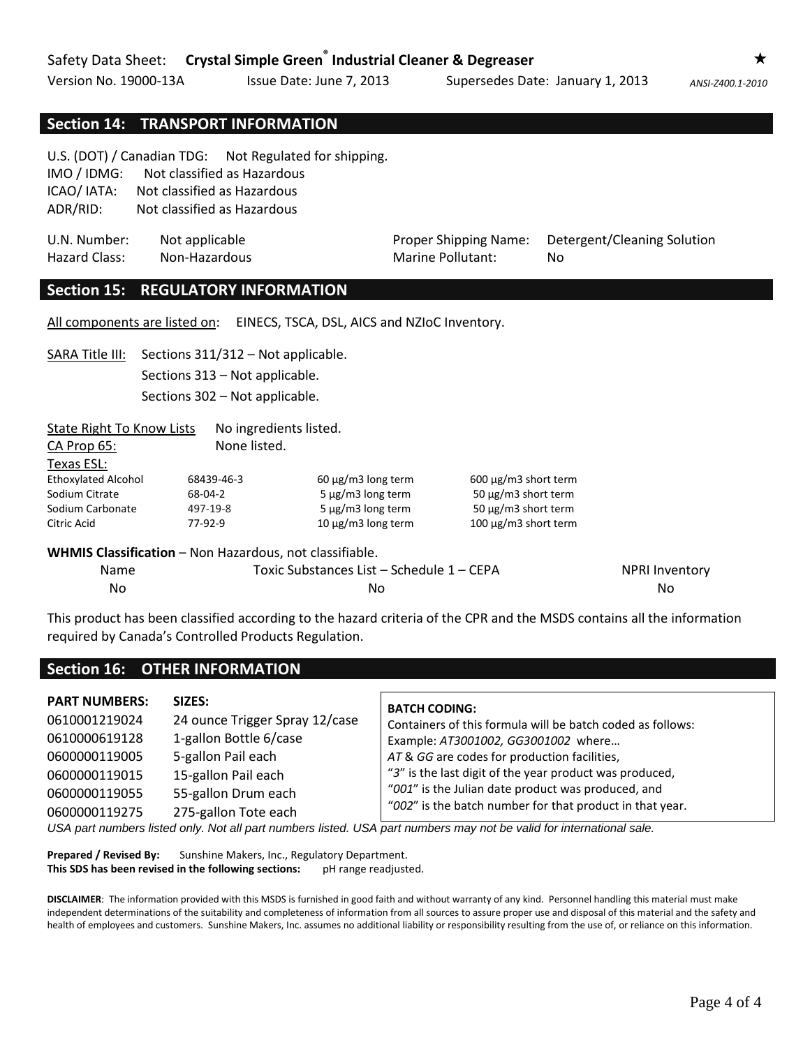## Section 14: TRANSPORT INFORMATION

U.S. (DOT) / Canadian TDG: Not Regulated for shipping.
IMO / IDMG: Not classified as Hazardous
ICAO/ IATA: Not classified as Hazardous
ADR/RID: Not classified as Hazardous

| | | | |
|---|---|---|---|
| U.N. Number: | Not applicable | Proper Shipping Name: | Detergent/Cleaning Solution |
| Hazard Class: | Non-Hazardous | Marine Pollutant: | No |

## Section 15: REGULATORY INFORMATION

All components are listed on: EINECS, TSCA, DSL, AICS and NZIoC Inventory.

SARA Title III: Sections 311/312 – Not applicable.
Sections 313 – Not applicable.
Sections 302 – Not applicable.

State Right To Know Lists No ingredients listed.
CA Prop 65: None listed.
Texas ESL:

| | | | |
|---|---|---|---|
| Ethoxylated Alcohol | 68439-46-3 | 60 µg/m3 long term | 600 µg/m3 short term |
| Sodium Citrate | 68-04-2 | 5 µg/m3 long term | 50 µg/m3 short term |
| Sodium Carbonate | 497-19-8 | 5 µg/m3 long term | 50 µg/m3 short term |
| Citric Acid | 77-92-9 | 10 µg/m3 long term | 100 µg/m3 short term |

**WHMIS Classification** – Non Hazardous, not classifiable.

| Name | Toxic Substances List – Schedule 1 – CEPA | NPRI Inventory |
|---|---|---|
| No | No | No |

This product has been classified according to the hazard criteria of the CPR and the MSDS contains all the information required by Canada's Controlled Products Regulation.

## Section 16: OTHER INFORMATION

| PART NUMBERS: | SIZES: |
|---|---|
| 0610001219024 | 24 ounce Trigger Spray 12/case |
| 0610000619128 | 1-gallon Bottle 6/case |
| 0600000119005 | 5-gallon Pail each |
| 0600000119015 | 15-gallon Pail each |
| 0600000119055 | 55-gallon Drum each |
| 0600000119275 | 275-gallon Tote each |

**BATCH CODING:**
Containers of this formula will be batch coded as follows:
Example: *AT3001002, GG3001002* where…
*AT* & *GG* are codes for production facilities,
"*3*" is the last digit of the year product was produced,
"*001*" is the Julian date product was produced, and
"*002*" is the batch number for that product in that year.

*USA part numbers listed only. Not all part numbers listed. USA part numbers may not be valid for international sale.*

**Prepared / Revised By:** Sunshine Makers, Inc., Regulatory Department.
**This SDS has been revised in the following sections:** pH range readjusted.

**DISCLAIMER**: The information provided with this MSDS is furnished in good faith and without warranty of any kind. Personnel handling this material must make independent determinations of the suitability and completeness of information from all sources to assure proper use and disposal of this material and the safety and health of employees and customers. Sunshine Makers, Inc. assumes no additional liability or responsibility resulting from the use of, or reliance on this information.